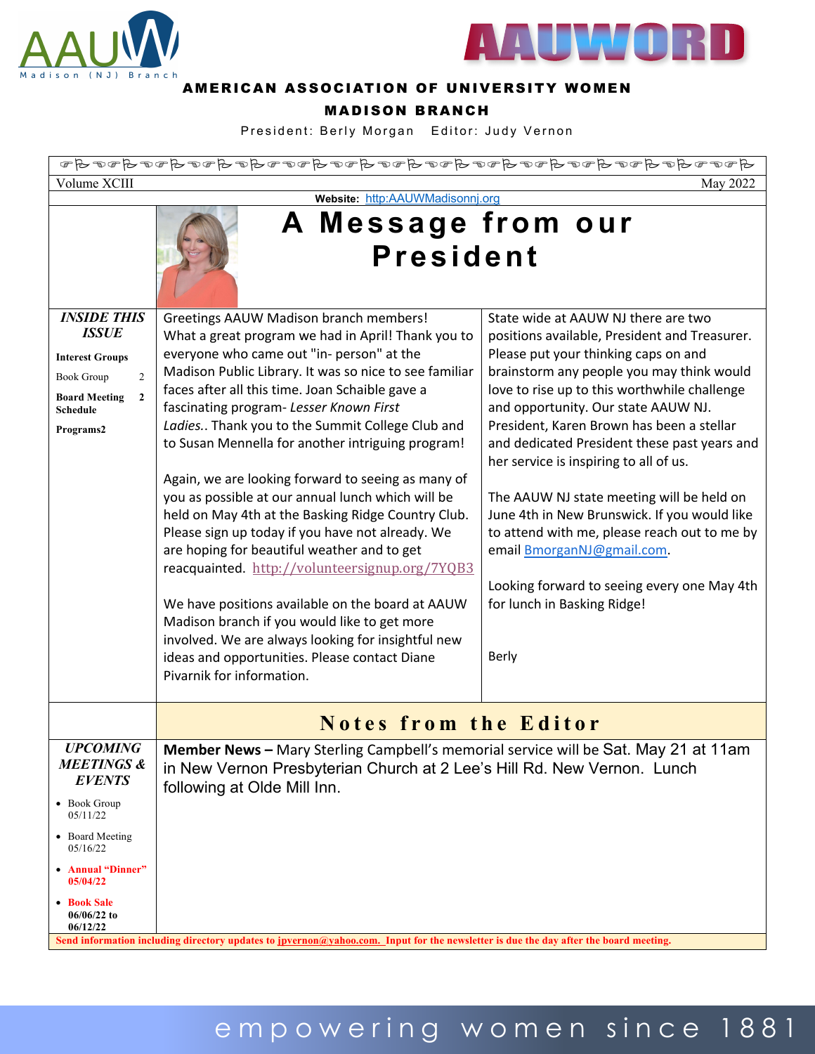# AAUWORD

**AMERICAN ASSOCIATION OF UNIVERSITY WOMEN**

**MADISON BRANCH**

President: Berly Morgan   Editor: Judy Vernon

Volume XCIII   May 2022

**Website:** http:AAUWMadisonnj.org

## A Message from our President

*INSIDE THIS ISSUE*

- **Interest Groups**
- Book Group 2
- **Board Meeting Schedule** 2
- **Programs** 2

Greetings AAUW Madison branch members! What a great program we had in April! Thank you to everyone who came out "in- person" at the Madison Public Library. It was so nice to see familiar faces after all this time. Joan Schaible gave a fascinating program- *Lesser Known First Ladies.*. Thank you to the Summit College Club and to Susan Mennella for another intriguing program!

Again, we are looking forward to seeing as many of you as possible at our annual lunch which will be held on May 4th at the Basking Ridge Country Club. Please sign up today if you have not already. We are hoping for beautiful weather and to get reacquainted. http://volunteersignup.org/7YQB3

We have positions available on the board at AAUW Madison branch if you would like to get more involved. We are always looking for insightful new ideas and opportunities. Please contact Diane Pivarnik for information.

State wide at AAUW NJ there are two positions available, President and Treasurer. Please put your thinking caps on and brainstorm any people you may think would love to rise up to this worthwhile challenge and opportunity. Our state AAUW NJ. President, Karen Brown has been a stellar and dedicated President these past years and her service is inspiring to all of us.

The AAUW NJ state meeting will be held on June 4th in New Brunswick. If you would like to attend with me, please reach out to me by email BmorganNJ@gmail.com.

Looking forward to seeing every one May 4th for lunch in Basking Ridge!

Berly

## Notes from the Editor

**Member News –** Mary Sterling Campbell's memorial service will be Sat. May 21 at 11am in New Vernon Presbyterian Church at 2 Lee's Hill Rd. New Vernon. Lunch following at Olde Mill Inn.

*UPCOMING MEETINGS & EVENTS*

- Book Group 05/11/22
- Board Meeting 05/16/22
- **Annual "Dinner" 05/04/22**
- **Book Sale 06/06/22 to 06/12/22**

**Send information including directory updates to jpvernon@yahoo.com. Input for the newsletter is due the day after the board meeting.**

empowering women since 1881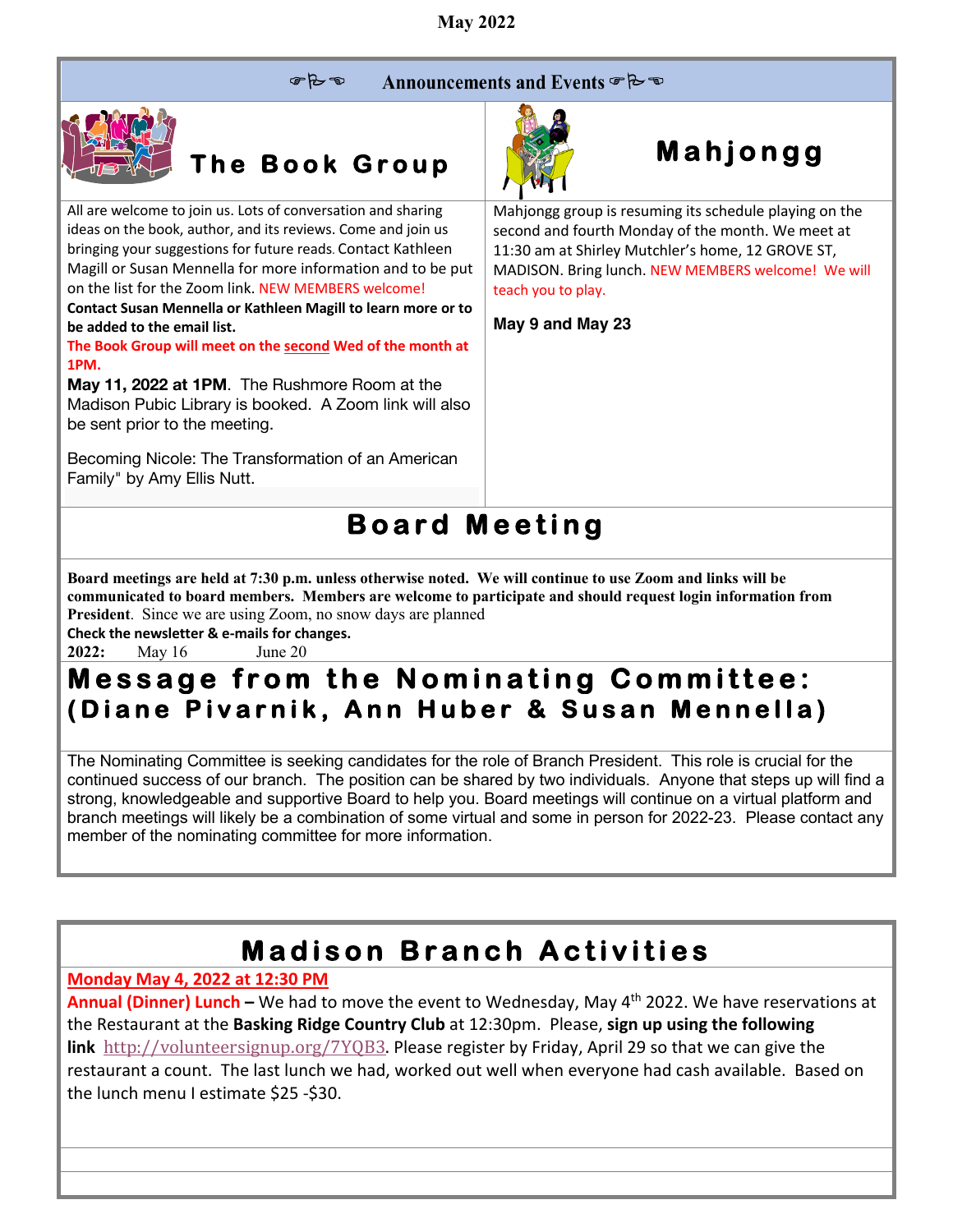May 2022

## ☞✍☜ Announcements and Events ☞✍☜

### The Book Group

All are welcome to join us. Lots of conversation and sharing ideas on the book, author, and its reviews. Come and join us bringing your suggestions for future reads. Contact Kathleen Magill or Susan Mennella for more information and to be put on the list for the Zoom link. NEW MEMBERS welcome!

**Contact Susan Mennella or Kathleen Magill to learn more or to be added to the email list.**

**The Book Group will meet on the second Wed of the month at 1PM.**

**May 11, 2022 at 1PM**. The Rushmore Room at the Madison Pubic Library is booked. A Zoom link will also be sent prior to the meeting.

Becoming Nicole: The Transformation of an American Family" by Amy Ellis Nutt.

### Mahjongg

Mahjongg group is resuming its schedule playing on the second and fourth Monday of the month. We meet at 11:30 am at Shirley Mutchler's home, 12 GROVE ST, MADISON. Bring lunch. NEW MEMBERS welcome! We will teach you to play.

**May 9 and May 23**

## Board Meeting

**Board meetings are held at 7:30 p.m. unless otherwise noted. We will continue to use Zoom and links will be communicated to board members. Members are welcome to participate and should request login information from President**. Since we are using Zoom, no snow days are planned

**Check the newsletter & e-mails for changes.**

**2022:** May 16 June 20

## Message from the Nominating Committee: (Diane Pivarnik, Ann Huber & Susan Mennella)

The Nominating Committee is seeking candidates for the role of Branch President. This role is crucial for the continued success of our branch. The position can be shared by two individuals. Anyone that steps up will find a strong, knowledgeable and supportive Board to help you. Board meetings will continue on a virtual platform and branch meetings will likely be a combination of some virtual and some in person for 2022-23. Please contact any member of the nominating committee for more information.

## Madison Branch Activities

**Monday May 4, 2022 at 12:30 PM**

**Annual (Dinner) Lunch –** We had to move the event to Wednesday, May 4th 2022. We have reservations at the Restaurant at the **Basking Ridge Country Club** at 12:30pm. Please, **sign up using the following link** http://volunteersignup.org/7YQB3. Please register by Friday, April 29 so that we can give the restaurant a count. The last lunch we had, worked out well when everyone had cash available. Based on the lunch menu I estimate $25 -$30.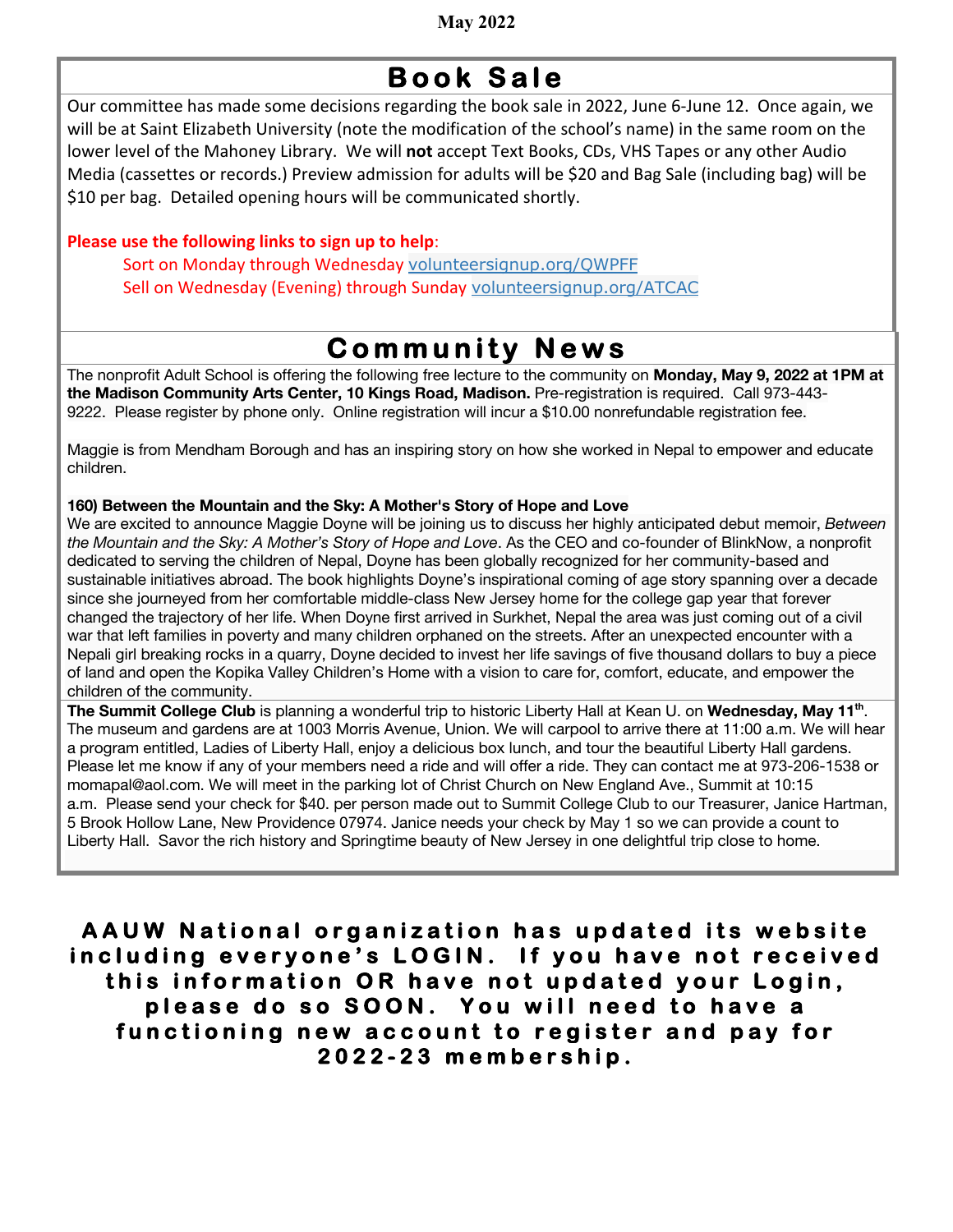# Book Sale

Our committee has made some decisions regarding the book sale in 2022, June 6-June 12. Once again, we will be at Saint Elizabeth University (note the modification of the school's name) in the same room on the lower level of the Mahoney Library. We will **not** accept Text Books, CDs, VHS Tapes or any other Audio Media (cassettes or records.) Preview admission for adults will be $20 and Bag Sale (including bag) will be $10 per bag. Detailed opening hours will be communicated shortly.

**Please use the following links to sign up to help**:

Sort on Monday through Wednesday volunteersignup.org/QWPFF

Sell on Wednesday (Evening) through Sunday volunteersignup.org/ATCAC

# Community News

The nonprofit Adult School is offering the following free lecture to the community on **Monday, May 9, 2022 at 1PM at the Madison Community Arts Center, 10 Kings Road, Madison.** Pre-registration is required. Call 973-443-9222. Please register by phone only. Online registration will incur a $10.00 nonrefundable registration fee.

Maggie is from Mendham Borough and has an inspiring story on how she worked in Nepal to empower and educate children.

**160) Between the Mountain and the Sky: A Mother's Story of Hope and Love**

We are excited to announce Maggie Doyne will be joining us to discuss her highly anticipated debut memoir, *Between the Mountain and the Sky: A Mother's Story of Hope and Love*. As the CEO and co-founder of BlinkNow, a nonprofit dedicated to serving the children of Nepal, Doyne has been globally recognized for her community-based and sustainable initiatives abroad. The book highlights Doyne's inspirational coming of age story spanning over a decade since she journeyed from her comfortable middle-class New Jersey home for the college gap year that forever changed the trajectory of her life. When Doyne first arrived in Surkhet, Nepal the area was just coming out of a civil war that left families in poverty and many children orphaned on the streets. After an unexpected encounter with a Nepali girl breaking rocks in a quarry, Doyne decided to invest her life savings of five thousand dollars to buy a piece of land and open the Kopika Valley Children's Home with a vision to care for, comfort, educate, and empower the children of the community.

**The Summit College Club** is planning a wonderful trip to historic Liberty Hall at Kean U. on **Wednesday, May 11th**. The museum and gardens are at 1003 Morris Avenue, Union. We will carpool to arrive there at 11:00 a.m. We will hear a program entitled, Ladies of Liberty Hall, enjoy a delicious box lunch, and tour the beautiful Liberty Hall gardens. Please let me know if any of your members need a ride and will offer a ride. They can contact me at 973-206-1538 or momapal@aol.com. We will meet in the parking lot of Christ Church on New England Ave., Summit at 10:15 a.m. Please send your check for $40. per person made out to Summit College Club to our Treasurer, Janice Hartman, 5 Brook Hollow Lane, New Providence 07974. Janice needs your check by May 1 so we can provide a count to Liberty Hall. Savor the rich history and Springtime beauty of New Jersey in one delightful trip close to home.

**AAUW National organization has updated its website including everyone's LOGIN. If you have not received this information OR have not updated your Login, please do so SOON. You will need to have a functioning new account to register and pay for 2022-23 membership.**